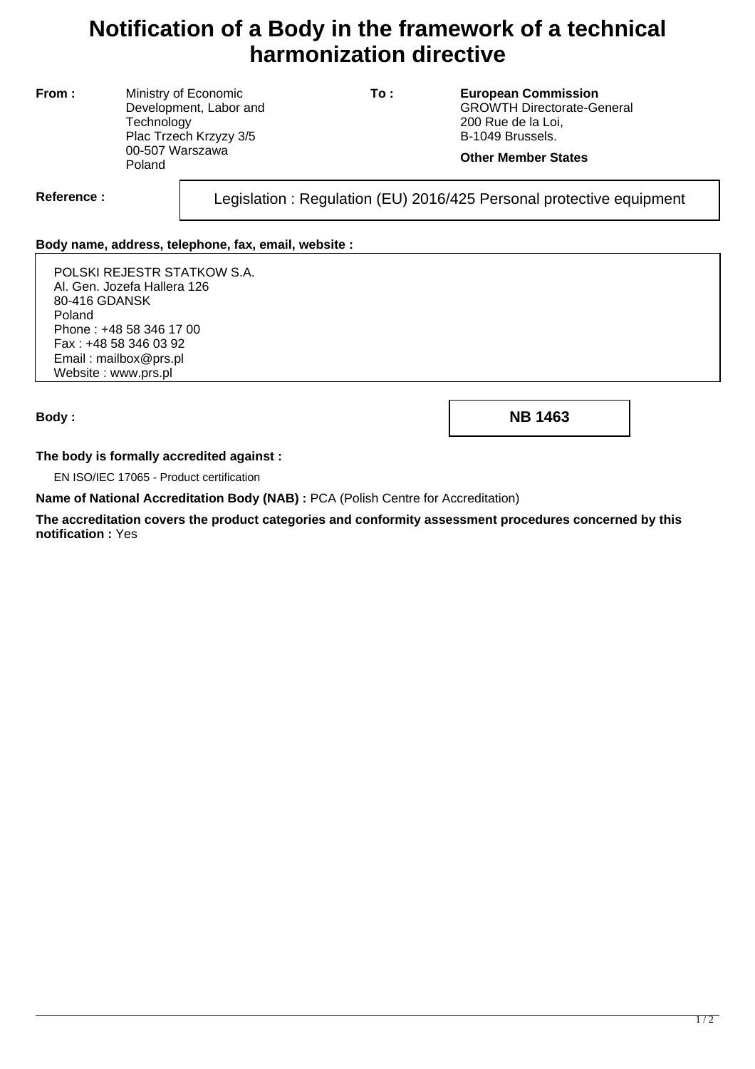# Notification of a Body in the framework of a technical harmonization directive

**From :** Ministry of Economic Development, Labor and Technology
Plac Trzech Krzyzy 3/5
00-507 Warszawa
Poland

**To :** **European Commission**
GROWTH Directorate-General
200 Rue de la Loi,
B-1049 Brussels.

**Other Member States**

**Reference :** Legislation : Regulation (EU) 2016/425 Personal protective equipment

**Body name, address, telephone, fax, email, website :**

POLSKI REJESTR STATKOW S.A.
Al. Gen. Jozefa Hallera 126
80-416 GDANSK
Poland
Phone : +48 58 346 17 00
Fax : +48 58 346 03 92
Email : mailbox@prs.pl
Website : www.prs.pl

**Body :** **NB 1463**

**The body is formally accredited against :**

EN ISO/IEC 17065 - Product certification

**Name of National Accreditation Body (NAB) :** PCA (Polish Centre for Accreditation)

**The accreditation covers the product categories and conformity assessment procedures concerned by this notification :** Yes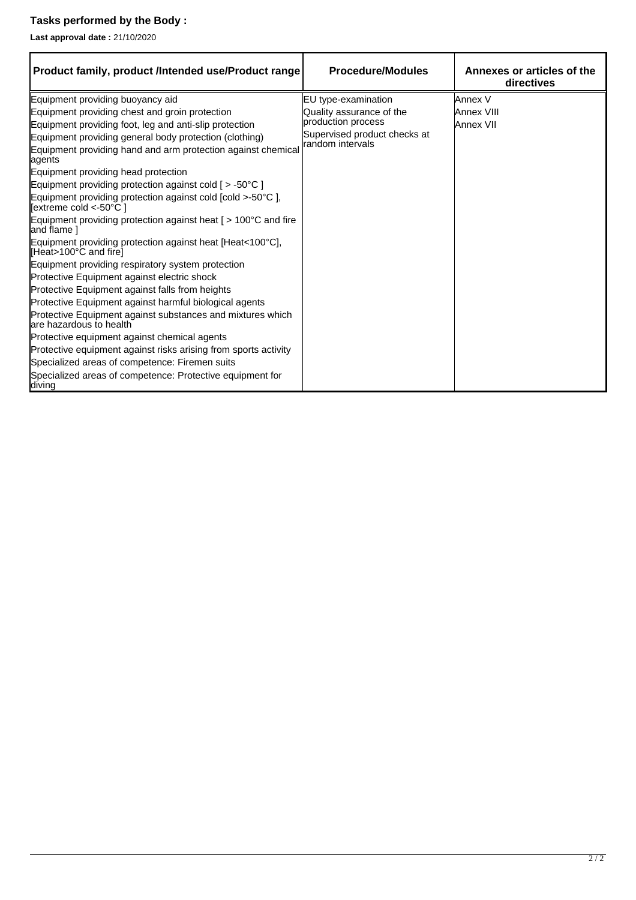**Tasks performed by the Body :**

**Last approval date :** 21/10/2020

| Product family, product /Intended use/Product range | Procedure/Modules | Annexes or articles of the directives |
|---|---|---|
| Equipment providing buoyancy aid<br>Equipment providing chest and groin protection<br>Equipment providing foot, leg and anti-slip protection<br>Equipment providing general body protection (clothing)<br>Equipment providing hand and arm protection against chemical agents<br>Equipment providing head protection<br>Equipment providing protection against cold [ > -50°C ]<br>Equipment providing protection against cold [cold >-50°C ], [extreme cold <-50°C ]<br>Equipment providing protection against heat [ > 100°C and fire and flame ]<br>Equipment providing protection against heat [Heat<100°C], [Heat>100°C and fire]<br>Equipment providing respiratory system protection<br>Protective Equipment against electric shock<br>Protective Equipment against falls from heights<br>Protective Equipment against harmful biological agents<br>Protective Equipment against substances and mixtures which are hazardous to health<br>Protective equipment against chemical agents<br>Protective equipment against risks arising from sports activity<br>Specialized areas of competence: Firemen suits<br>Specialized areas of competence: Protective equipment for diving | EU type-examination<br>Quality assurance of the production process<br>Supervised product checks at random intervals | Annex V<br>Annex VIII<br>Annex VII |